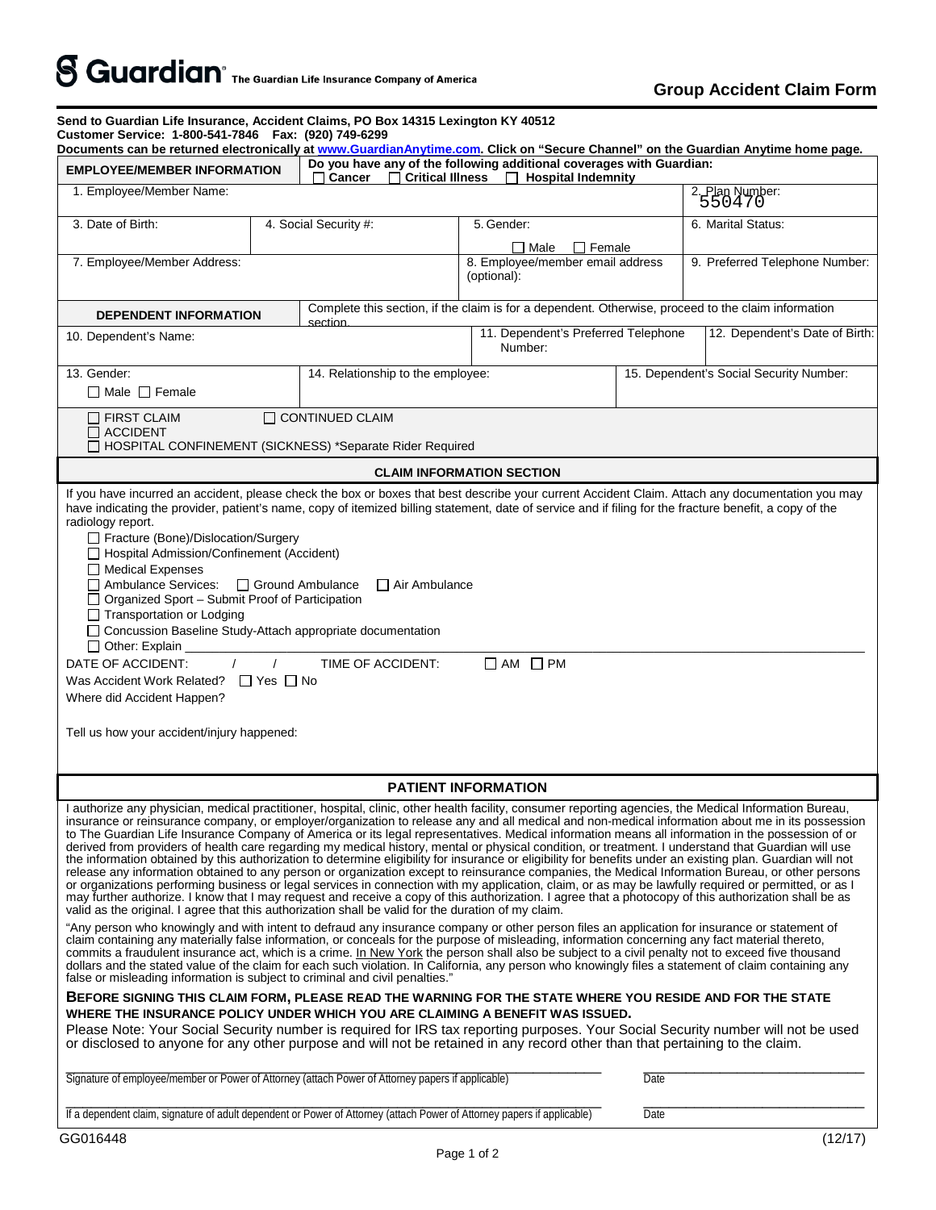# Guardian® The Guardian Life Insurance Company of America

## Group Accident Claim Form

**Send to Guardian Life Insurance, Accident Claims, PO Box 14315 Lexington KY 40512**
**Customer Service: 1-800-541-7846 Fax: (920) 749-6299**
**Documents can be returned electronically at www.GuardianAnytime.com. Click on "Secure Channel" on the Guardian Anytime home page.**

| **EMPLOYEE/MEMBER INFORMATION** | **Do you have any of the following additional coverages with Guardian:** ☐ **Cancer** ☐ **Critical Illness** ☐ **Hospital Indemnity** | | |
|---|---|---|---|
| 1. Employee/Member Name: | | | 2. Plan Number: 550470 |
| 3. Date of Birth: | 4. Social Security #: | 5. Gender: ☐ Male ☐ Female | 6. Marital Status: |
| 7. Employee/Member Address: | | 8. Employee/member email address (optional): | 9. Preferred Telephone Number: |

| **DEPENDENT INFORMATION** | Complete this section, if the claim is for a dependent. Otherwise, proceed to the claim information section. | |
|---|---|---|
| 10. Dependent's Name: | 11. Dependent's Preferred Telephone Number: | 12. Dependent's Date of Birth: |
| 13. Gender: ☐ Male ☐ Female | 14. Relationship to the employee: | 15. Dependent's Social Security Number: |

☐ FIRST CLAIM ☐ CONTINUED CLAIM
☐ ACCIDENT
☐ HOSPITAL CONFINEMENT (SICKNESS) *Separate Rider Required

### CLAIM INFORMATION SECTION

If you have incurred an accident, please check the box or boxes that best describe your current Accident Claim. Attach any documentation you may have indicating the provider, patient's name, copy of itemized billing statement, date of service and if filing for the fracture benefit, a copy of the radiology report.

☐ Fracture (Bone)/Dislocation/Surgery
☐ Hospital Admission/Confinement (Accident)
☐ Medical Expenses
☐ Ambulance Services: ☐ Ground Ambulance ☐ Air Ambulance
☐ Organized Sport – Submit Proof of Participation
☐ Transportation or Lodging
☐ Concussion Baseline Study-Attach appropriate documentation
☐ Other: Explain ______________________________________________

DATE OF ACCIDENT: / / TIME OF ACCIDENT: ☐ AM ☐ PM

Was Accident Work Related? ☐ Yes ☐ No

Where did Accident Happen?

Tell us how your accident/injury happened:

### PATIENT INFORMATION

I authorize any physician, medical practitioner, hospital, clinic, other health facility, consumer reporting agencies, the Medical Information Bureau, insurance or reinsurance company, or employer/organization to release any and all medical and non-medical information about me in its possession to The Guardian Life Insurance Company of America or its legal representatives. Medical information means all information in the possession of or derived from providers of health care regarding my medical history, mental or physical condition, or treatment. I understand that Guardian will use the information obtained by this authorization to determine eligibility for insurance or eligibility for benefits under an existing plan. Guardian will not release any information obtained to any person or organization except to reinsurance companies, the Medical Information Bureau, or other persons or organizations performing business or legal services in connection with my application, claim, or as may be lawfully required or permitted, or as I may further authorize. I know that I may request and receive a copy of this authorization. I agree that a photocopy of this authorization shall be as valid as the original. I agree that this authorization shall be valid for the duration of my claim.

"Any person who knowingly and with intent to defraud any insurance company or other person files an application for insurance or statement of claim containing any materially false information, or conceals for the purpose of misleading, information concerning any fact material thereto, commits a fraudulent insurance act, which is a crime. In New York the person shall also be subject to a civil penalty not to exceed five thousand dollars and the stated value of the claim for each such violation. In California, any person who knowingly files a statement of claim containing any false or misleading information is subject to criminal and civil penalties."

**BEFORE SIGNING THIS CLAIM FORM, PLEASE READ THE WARNING FOR THE STATE WHERE YOU RESIDE AND FOR THE STATE WHERE THE INSURANCE POLICY UNDER WHICH YOU ARE CLAIMING A BENEFIT WAS ISSUED.**

Please Note: Your Social Security number is required for IRS tax reporting purposes. Your Social Security number will not be used or disclosed to anyone for any other purpose and will not be retained in any record other than that pertaining to the claim.

______________________________________________ ____________________
Signature of employee/member or Power of Attorney (attach Power of Attorney papers if applicable) Date

______________________________________________ ____________________
If a dependent claim, signature of adult dependent or Power of Attorney (attach Power of Attorney papers if applicable) Date

GG016448 (12/17)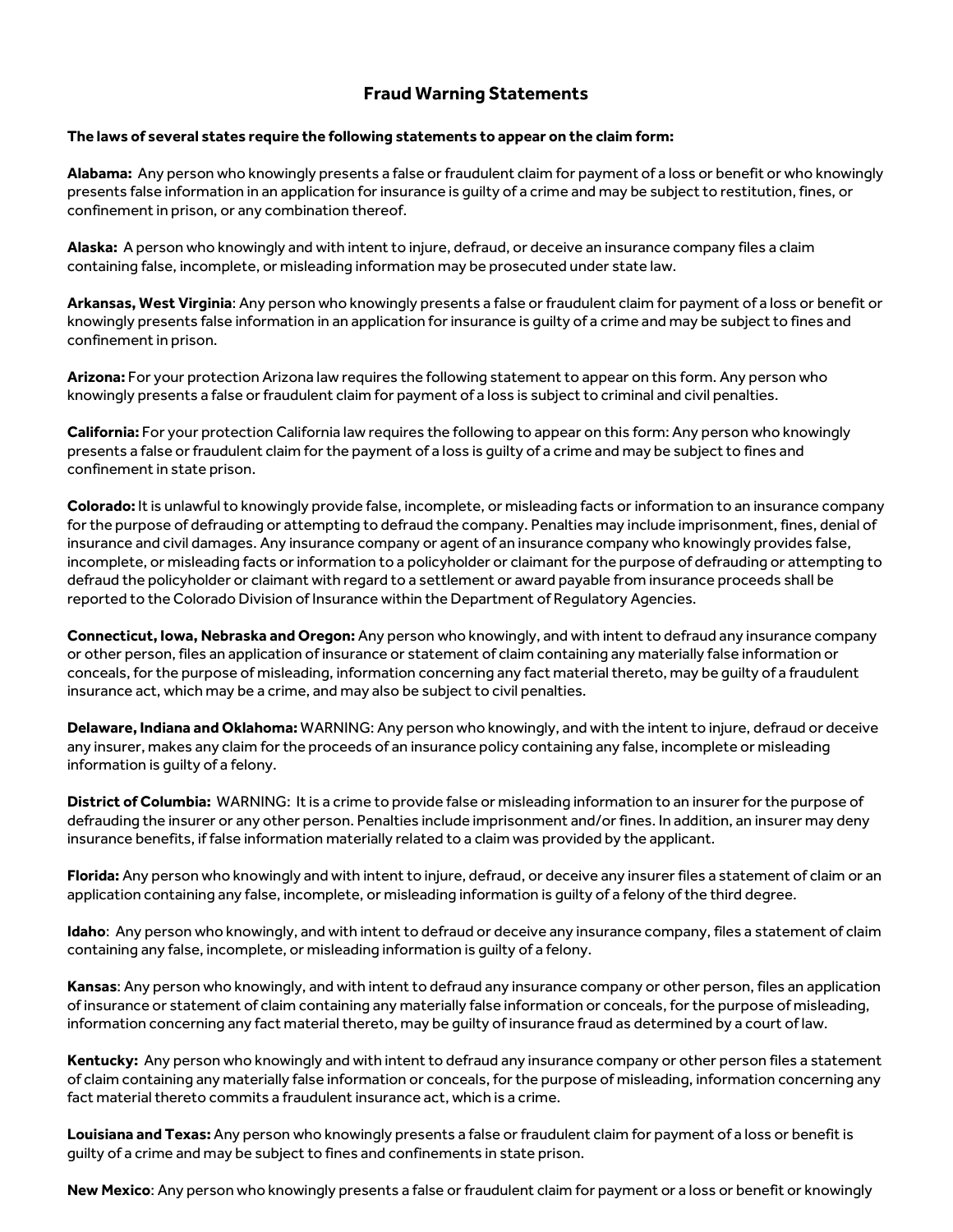## Fraud Warning Statements

**The laws of several states require the following statements to appear on the claim form:**

**Alabama:** Any person who knowingly presents a false or fraudulent claim for payment of a loss or benefit or who knowingly presents false information in an application for insurance is guilty of a crime and may be subject to restitution, fines, or confinement in prison, or any combination thereof.

**Alaska:** A person who knowingly and with intent to injure, defraud, or deceive an insurance company files a claim containing false, incomplete, or misleading information may be prosecuted under state law.

**Arkansas, West Virginia**: Any person who knowingly presents a false or fraudulent claim for payment of a loss or benefit or knowingly presents false information in an application for insurance is guilty of a crime and may be subject to fines and confinement in prison.

**Arizona:** For your protection Arizona law requires the following statement to appear on this form. Any person who knowingly presents a false or fraudulent claim for payment of a loss is subject to criminal and civil penalties.

**California:** For your protection California law requires the following to appear on this form: Any person who knowingly presents a false or fraudulent claim for the payment of a loss is guilty of a crime and may be subject to fines and confinement in state prison.

**Colorado:** It is unlawful to knowingly provide false, incomplete, or misleading facts or information to an insurance company for the purpose of defrauding or attempting to defraud the company. Penalties may include imprisonment, fines, denial of insurance and civil damages. Any insurance company or agent of an insurance company who knowingly provides false, incomplete, or misleading facts or information to a policyholder or claimant for the purpose of defrauding or attempting to defraud the policyholder or claimant with regard to a settlement or award payable from insurance proceeds shall be reported to the Colorado Division of Insurance within the Department of Regulatory Agencies.

**Connecticut, Iowa, Nebraska and Oregon:** Any person who knowingly, and with intent to defraud any insurance company or other person, files an application of insurance or statement of claim containing any materially false information or conceals, for the purpose of misleading, information concerning any fact material thereto, may be guilty of a fraudulent insurance act, which may be a crime, and may also be subject to civil penalties.

**Delaware, Indiana and Oklahoma:** WARNING: Any person who knowingly, and with the intent to injure, defraud or deceive any insurer, makes any claim for the proceeds of an insurance policy containing any false, incomplete or misleading information is guilty of a felony.

**District of Columbia:** WARNING: It is a crime to provide false or misleading information to an insurer for the purpose of defrauding the insurer or any other person. Penalties include imprisonment and/or fines. In addition, an insurer may deny insurance benefits, if false information materially related to a claim was provided by the applicant.

**Florida:** Any person who knowingly and with intent to injure, defraud, or deceive any insurer files a statement of claim or an application containing any false, incomplete, or misleading information is guilty of a felony of the third degree.

**Idaho**: Any person who knowingly, and with intent to defraud or deceive any insurance company, files a statement of claim containing any false, incomplete, or misleading information is guilty of a felony.

**Kansas**: Any person who knowingly, and with intent to defraud any insurance company or other person, files an application of insurance or statement of claim containing any materially false information or conceals, for the purpose of misleading, information concerning any fact material thereto, may be guilty of insurance fraud as determined by a court of law.

**Kentucky:** Any person who knowingly and with intent to defraud any insurance company or other person files a statement of claim containing any materially false information or conceals, for the purpose of misleading, information concerning any fact material thereto commits a fraudulent insurance act, which is a crime.

**Louisiana and Texas:** Any person who knowingly presents a false or fraudulent claim for payment of a loss or benefit is guilty of a crime and may be subject to fines and confinements in state prison.

**New Mexico**: Any person who knowingly presents a false or fraudulent claim for payment or a loss or benefit or knowingly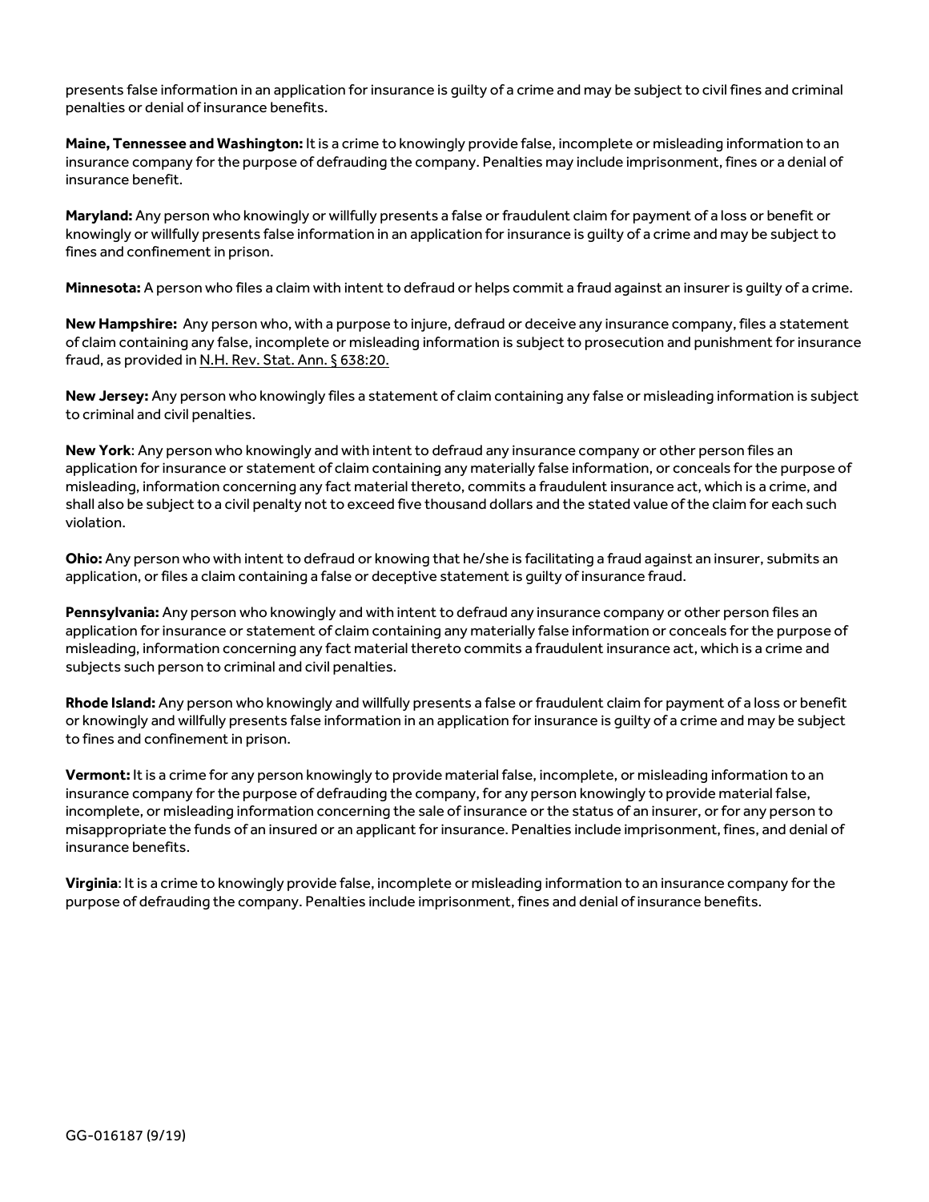presents false information in an application for insurance is guilty of a crime and may be subject to civil fines and criminal penalties or denial of insurance benefits.

**Maine, Tennessee and Washington:** It is a crime to knowingly provide false, incomplete or misleading information to an insurance company for the purpose of defrauding the company. Penalties may include imprisonment, fines or a denial of insurance benefit.

**Maryland:** Any person who knowingly or willfully presents a false or fraudulent claim for payment of a loss or benefit or knowingly or willfully presents false information in an application for insurance is guilty of a crime and may be subject to fines and confinement in prison.

**Minnesota:** A person who files a claim with intent to defraud or helps commit a fraud against an insurer is guilty of a crime.

**New Hampshire:** Any person who, with a purpose to injure, defraud or deceive any insurance company, files a statement of claim containing any false, incomplete or misleading information is subject to prosecution and punishment for insurance fraud, as provided in N.H. Rev. Stat. Ann. § 638:20.

**New Jersey:** Any person who knowingly files a statement of claim containing any false or misleading information is subject to criminal and civil penalties.

**New York**: Any person who knowingly and with intent to defraud any insurance company or other person files an application for insurance or statement of claim containing any materially false information, or conceals for the purpose of misleading, information concerning any fact material thereto, commits a fraudulent insurance act, which is a crime, and shall also be subject to a civil penalty not to exceed five thousand dollars and the stated value of the claim for each such violation.

**Ohio:** Any person who with intent to defraud or knowing that he/she is facilitating a fraud against an insurer, submits an application, or files a claim containing a false or deceptive statement is guilty of insurance fraud.

**Pennsylvania:** Any person who knowingly and with intent to defraud any insurance company or other person files an application for insurance or statement of claim containing any materially false information or conceals for the purpose of misleading, information concerning any fact material thereto commits a fraudulent insurance act, which is a crime and subjects such person to criminal and civil penalties.

**Rhode Island:** Any person who knowingly and willfully presents a false or fraudulent claim for payment of a loss or benefit or knowingly and willfully presents false information in an application for insurance is guilty of a crime and may be subject to fines and confinement in prison.

**Vermont:** It is a crime for any person knowingly to provide material false, incomplete, or misleading information to an insurance company for the purpose of defrauding the company, for any person knowingly to provide material false, incomplete, or misleading information concerning the sale of insurance or the status of an insurer, or for any person to misappropriate the funds of an insured or an applicant for insurance. Penalties include imprisonment, fines, and denial of insurance benefits.

**Virginia**: It is a crime to knowingly provide false, incomplete or misleading information to an insurance company for the purpose of defrauding the company. Penalties include imprisonment, fines and denial of insurance benefits.

GG-016187 (9/19)